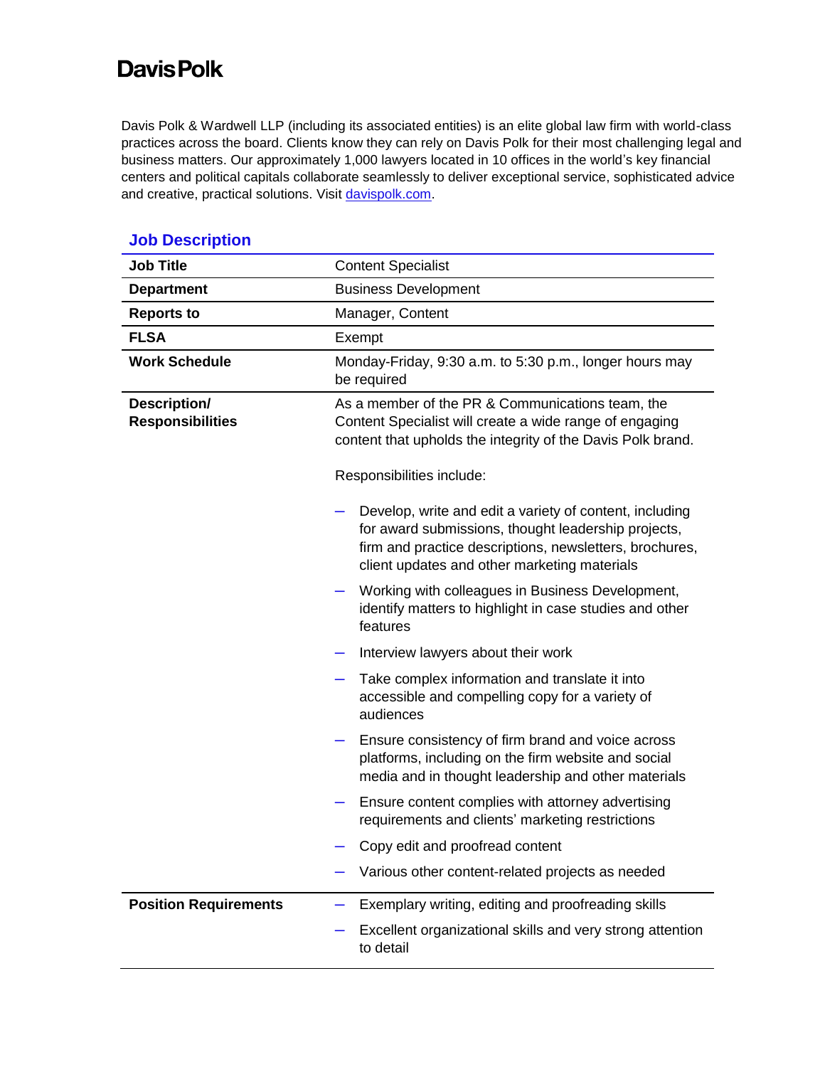# Davis Polk

Davis Polk & Wardwell LLP (including its associated entities) is an elite global law firm with world-class practices across the board. Clients know they can rely on Davis Polk for their most challenging legal and business matters. Our approximately 1,000 lawyers located in 10 offices in the world's key financial centers and political capitals collaborate seamlessly to deliver exceptional service, sophisticated advice and creative, practical solutions. Visit [davispolk.com](davispolk.com).

## Job Description

| **Job Title** | Content Specialist |
|---|---|
| **Department** | Business Development |
| **Reports to** | Manager, Content |
| **FLSA** | Exempt |
| **Work Schedule** | Monday-Friday, 9:30 a.m. to 5:30 p.m., longer hours may be required |
| **Description/ Responsibilities** | As a member of the PR & Communications team, the Content Specialist will create a wide range of engaging content that upholds the integrity of the Davis Polk brand.<br><br>Responsibilities include:<br><br>– Develop, write and edit a variety of content, including for award submissions, thought leadership projects, firm and practice descriptions, newsletters, brochures, client updates and other marketing materials<br>– Working with colleagues in Business Development, identify matters to highlight in case studies and other features<br>– Interview lawyers about their work<br>– Take complex information and translate it into accessible and compelling copy for a variety of audiences<br>– Ensure consistency of firm brand and voice across platforms, including on the firm website and social media and in thought leadership and other materials<br>– Ensure content complies with attorney advertising requirements and clients' marketing restrictions<br>– Copy edit and proofread content<br>– Various other content-related projects as needed |
| **Position Requirements** | – Exemplary writing, editing and proofreading skills<br>– Excellent organizational skills and very strong attention to detail |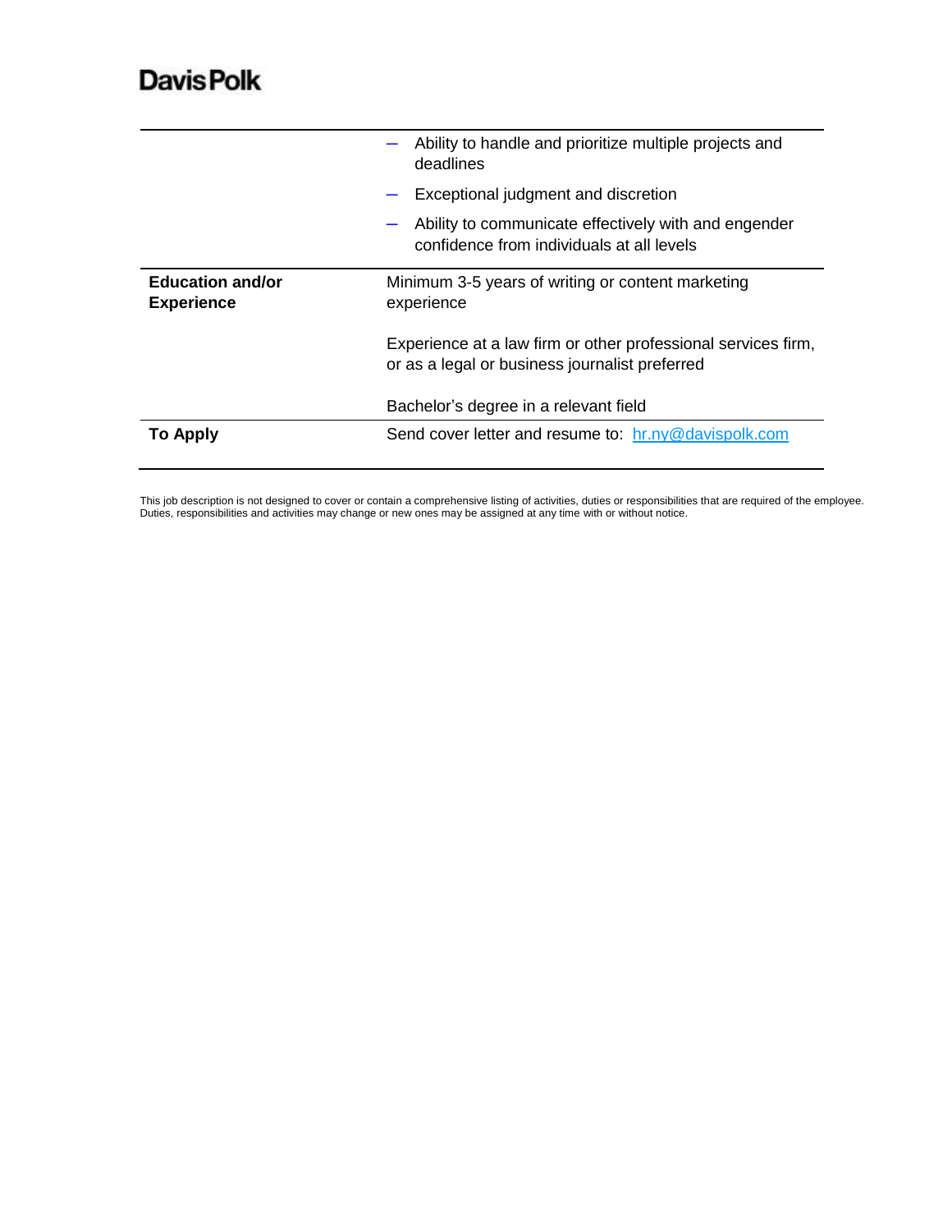| | |
|---|---|
| | – Ability to handle and prioritize multiple projects and deadlines<br>– Exceptional judgment and discretion<br>– Ability to communicate effectively with and engender confidence from individuals at all levels |
| **Education and/or Experience** | Minimum 3-5 years of writing or content marketing experience<br><br>Experience at a law firm or other professional services firm, or as a legal or business journalist preferred<br><br>Bachelor's degree in a relevant field |
| **To Apply** | Send cover letter and resume to: hr.ny@davispolk.com |

This job description is not designed to cover or contain a comprehensive listing of activities, duties or responsibilities that are required of the employee. Duties, responsibilities and activities may change or new ones may be assigned at any time with or without notice.